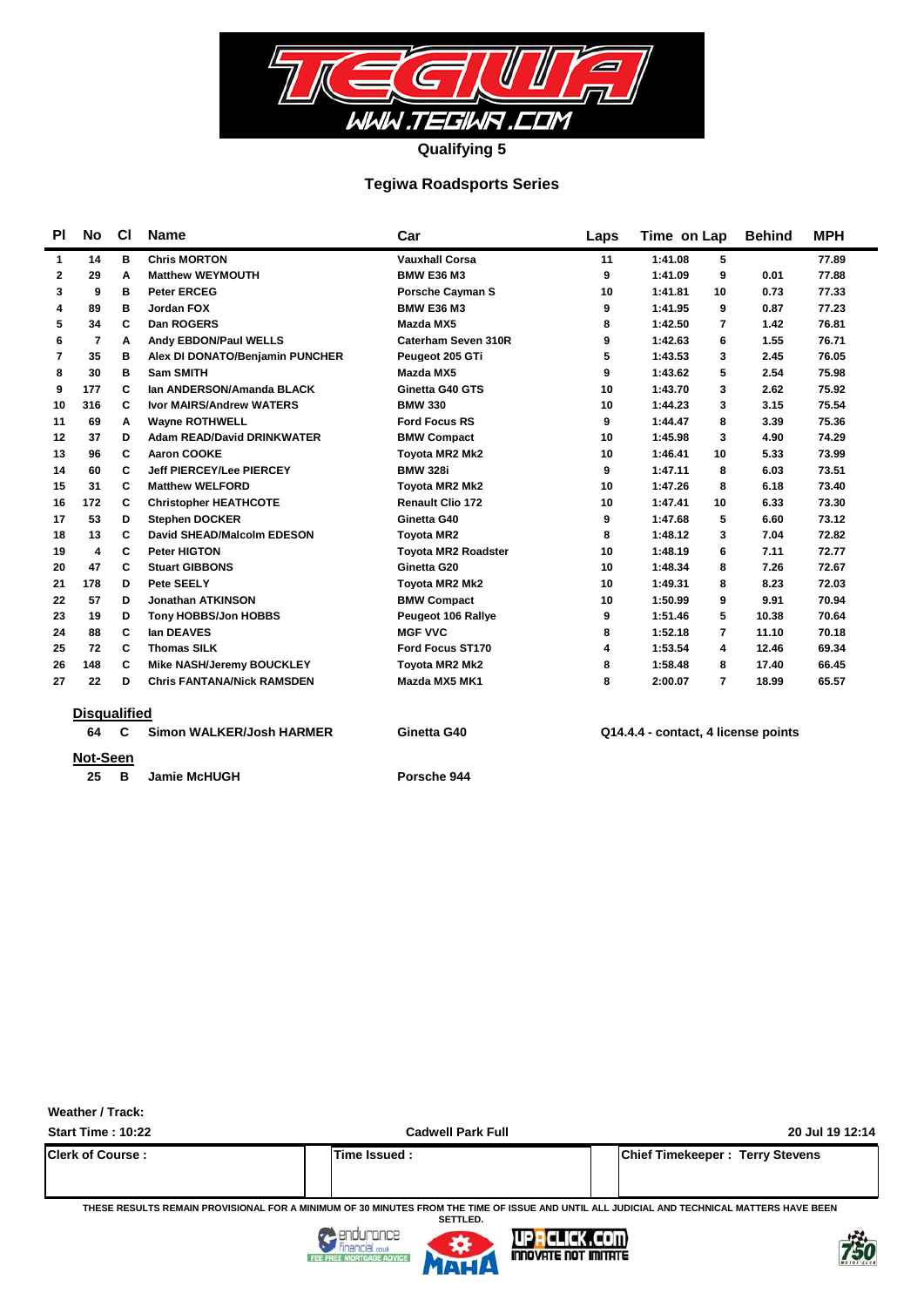# Qualifying 5

## Tegiwa Roadsports Series

| Pl | No | Cl | Name | Car | Laps | Time | on Lap | Behind | MPH |
|---|---|---|---|---|---|---|---|---|---|
| 1 | 14 | B | Chris MORTON | Vauxhall Corsa | 11 | 1:41.08 | 5 | | 77.89 |
| 2 | 29 | A | Matthew WEYMOUTH | BMW E36 M3 | 9 | 1:41.09 | 9 | 0.01 | 77.88 |
| 3 | 9 | B | Peter ERCEG | Porsche Cayman S | 10 | 1:41.81 | 10 | 0.73 | 77.33 |
| 4 | 89 | B | Jordan FOX | BMW E36 M3 | 9 | 1:41.95 | 9 | 0.87 | 77.23 |
| 5 | 34 | C | Dan ROGERS | Mazda MX5 | 8 | 1:42.50 | 7 | 1.42 | 76.81 |
| 6 | 7 | A | Andy EBDON/Paul WELLS | Caterham Seven 310R | 9 | 1:42.63 | 6 | 1.55 | 76.71 |
| 7 | 35 | B | Alex DI DONATO/Benjamin PUNCHER | Peugeot 205 GTi | 5 | 1:43.53 | 3 | 2.45 | 76.05 |
| 8 | 30 | B | Sam SMITH | Mazda MX5 | 9 | 1:43.62 | 5 | 2.54 | 75.98 |
| 9 | 177 | C | Ian ANDERSON/Amanda BLACK | Ginetta G40 GTS | 10 | 1:43.70 | 3 | 2.62 | 75.92 |
| 10 | 316 | C | Ivor MAIRS/Andrew WATERS | BMW 330 | 10 | 1:44.23 | 3 | 3.15 | 75.54 |
| 11 | 69 | A | Wayne ROTHWELL | Ford Focus RS | 9 | 1:44.47 | 8 | 3.39 | 75.36 |
| 12 | 37 | D | Adam READ/David DRINKWATER | BMW Compact | 10 | 1:45.98 | 3 | 4.90 | 74.29 |
| 13 | 96 | C | Aaron COOKE | Toyota MR2 Mk2 | 10 | 1:46.41 | 10 | 5.33 | 73.99 |
| 14 | 60 | C | Jeff PIERCEY/Lee PIERCEY | BMW 328i | 9 | 1:47.11 | 8 | 6.03 | 73.51 |
| 15 | 31 | C | Matthew WELFORD | Toyota MR2 Mk2 | 10 | 1:47.26 | 8 | 6.18 | 73.40 |
| 16 | 172 | C | Christopher HEATHCOTE | Renault Clio 172 | 10 | 1:47.41 | 10 | 6.33 | 73.30 |
| 17 | 53 | D | Stephen DOCKER | Ginetta G40 | 9 | 1:47.68 | 5 | 6.60 | 73.12 |
| 18 | 13 | C | David SHEAD/Malcolm EDESON | Toyota MR2 | 8 | 1:48.12 | 3 | 7.04 | 72.82 |
| 19 | 4 | C | Peter HIGTON | Toyota MR2 Roadster | 10 | 1:48.19 | 6 | 7.11 | 72.77 |
| 20 | 47 | C | Stuart GIBBONS | Ginetta G20 | 10 | 1:48.34 | 8 | 7.26 | 72.67 |
| 21 | 178 | D | Pete SEELY | Toyota MR2 Mk2 | 10 | 1:49.31 | 8 | 8.23 | 72.03 |
| 22 | 57 | D | Jonathan ATKINSON | BMW Compact | 10 | 1:50.99 | 9 | 9.91 | 70.94 |
| 23 | 19 | D | Tony HOBBS/Jon HOBBS | Peugeot 106 Rallye | 9 | 1:51.46 | 5 | 10.38 | 70.64 |
| 24 | 88 | C | Ian DEAVES | MGF VVC | 8 | 1:52.18 | 7 | 11.10 | 70.18 |
| 25 | 72 | C | Thomas SILK | Ford Focus ST170 | 4 | 1:53.54 | 4 | 12.46 | 69.34 |
| 26 | 148 | C | Mike NASH/Jeremy BOUCKLEY | Toyota MR2 Mk2 | 8 | 1:58.48 | 8 | 17.40 | 66.45 |
| 27 | 22 | D | Chris FANTANA/Nick RAMSDEN | Mazda MX5 MK1 | 8 | 2:00.07 | 7 | 18.99 | 65.57 |

**Disqualified**

| No | Cl | Name | Car | Reason |
|---|---|---|---|---|
| 64 | C | Simon WALKER/Josh HARMER | Ginetta G40 | Q14.4.4 - contact, 4 license points |

**Not-Seen**

| No | Cl | Name | Car |
|---|---|---|---|
| 25 | B | Jamie McHUGH | Porsche 944 |

Weather / Track:

Start Time : 10:22 — Cadwell Park Full — 20 Jul 19 12:14

| Clerk of Course : | Time Issued : | Chief Timekeeper : Terry Stevens |
|---|---|---|

THESE RESULTS REMAIN PROVISIONAL FOR A MINIMUM OF 30 MINUTES FROM THE TIME OF ISSUE AND UNTIL ALL JUDICIAL AND TECHNICAL MATTERS HAVE BEEN SETTLED.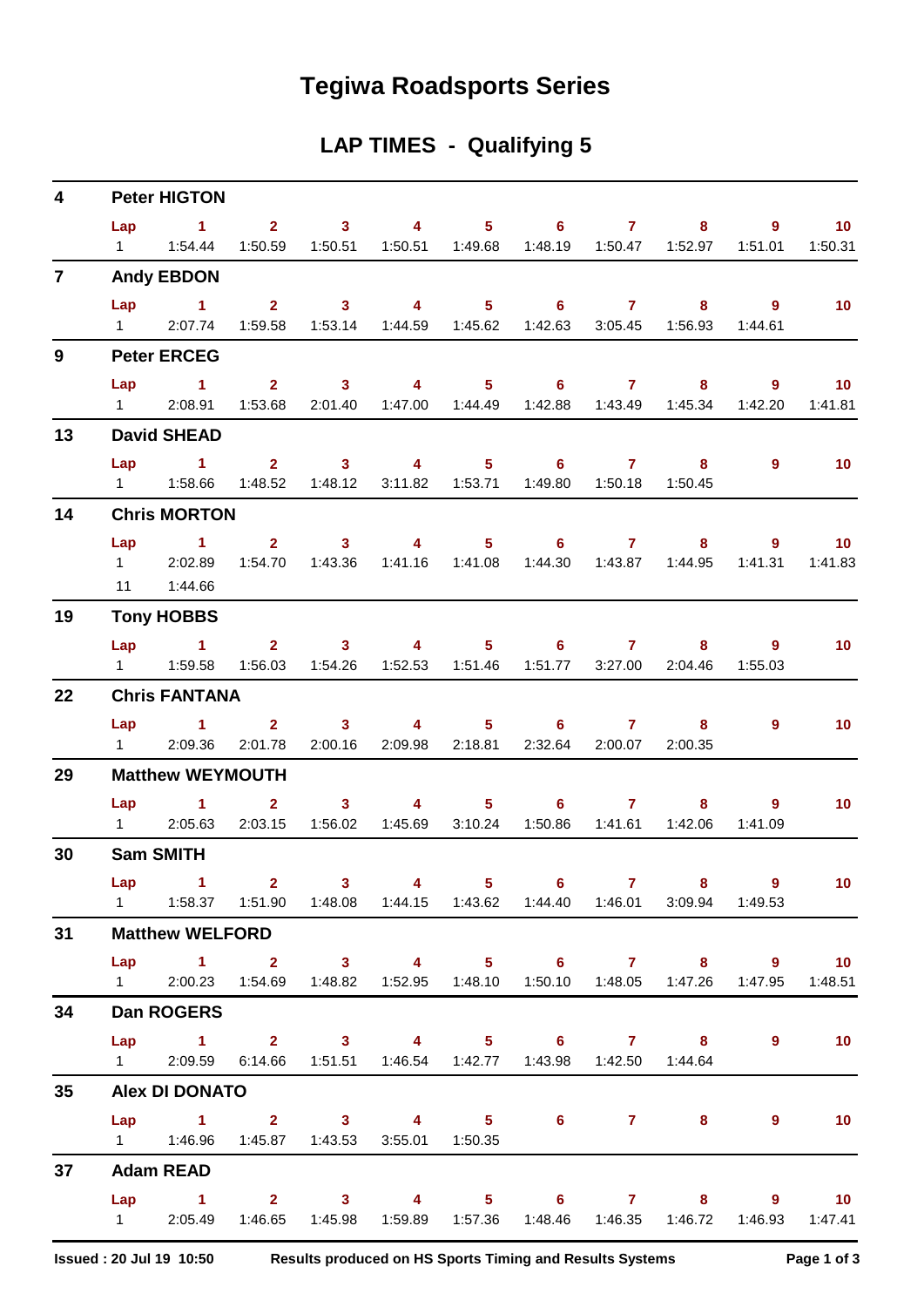# Tegiwa Roadsports Series

## LAP TIMES - Qualifying 5

### 4 Peter HIGTON

| Lap | 1 | 2 | 3 | 4 | 5 | 6 | 7 | 8 | 9 | 10 |
|---|---|---|---|---|---|---|---|---|---|---|
| 1 | 1:54.44 | 1:50.59 | 1:50.51 | 1:50.51 | 1:49.68 | 1:48.19 | 1:50.47 | 1:52.97 | 1:51.01 | 1:50.31 |

### 7 Andy EBDON

| Lap | 1 | 2 | 3 | 4 | 5 | 6 | 7 | 8 | 9 | 10 |
|---|---|---|---|---|---|---|---|---|---|---|
| 1 | 2:07.74 | 1:59.58 | 1:53.14 | 1:44.59 | 1:45.62 | 1:42.63 | 3:05.45 | 1:56.93 | 1:44.61 | |

### 9 Peter ERCEG

| Lap | 1 | 2 | 3 | 4 | 5 | 6 | 7 | 8 | 9 | 10 |
|---|---|---|---|---|---|---|---|---|---|---|
| 1 | 2:08.91 | 1:53.68 | 2:01.40 | 1:47.00 | 1:44.49 | 1:42.88 | 1:43.49 | 1:45.34 | 1:42.20 | 1:41.81 |

### 13 David SHEAD

| Lap | 1 | 2 | 3 | 4 | 5 | 6 | 7 | 8 | 9 | 10 |
|---|---|---|---|---|---|---|---|---|---|---|
| 1 | 1:58.66 | 1:48.52 | 1:48.12 | 3:11.82 | 1:53.71 | 1:49.80 | 1:50.18 | 1:50.45 | | |

### 14 Chris MORTON

| Lap | 1 | 2 | 3 | 4 | 5 | 6 | 7 | 8 | 9 | 10 |
|---|---|---|---|---|---|---|---|---|---|---|
| 1 | 2:02.89 | 1:54.70 | 1:43.36 | 1:41.16 | 1:41.08 | 1:44.30 | 1:43.87 | 1:44.95 | 1:41.31 | 1:41.83 |
| 11 | 1:44.66 | | | | | | | | | |

### 19 Tony HOBBS

| Lap | 1 | 2 | 3 | 4 | 5 | 6 | 7 | 8 | 9 | 10 |
|---|---|---|---|---|---|---|---|---|---|---|
| 1 | 1:59.58 | 1:56.03 | 1:54.26 | 1:52.53 | 1:51.46 | 1:51.77 | 3:27.00 | 2:04.46 | 1:55.03 | |

### 22 Chris FANTANA

| Lap | 1 | 2 | 3 | 4 | 5 | 6 | 7 | 8 | 9 | 10 |
|---|---|---|---|---|---|---|---|---|---|---|
| 1 | 2:09.36 | 2:01.78 | 2:00.16 | 2:09.98 | 2:18.81 | 2:32.64 | 2:00.07 | 2:00.35 | | |

### 29 Matthew WEYMOUTH

| Lap | 1 | 2 | 3 | 4 | 5 | 6 | 7 | 8 | 9 | 10 |
|---|---|---|---|---|---|---|---|---|---|---|
| 1 | 2:05.63 | 2:03.15 | 1:56.02 | 1:45.69 | 3:10.24 | 1:50.86 | 1:41.61 | 1:42.06 | 1:41.09 | |

### 30 Sam SMITH

| Lap | 1 | 2 | 3 | 4 | 5 | 6 | 7 | 8 | 9 | 10 |
|---|---|---|---|---|---|---|---|---|---|---|
| 1 | 1:58.37 | 1:51.90 | 1:48.08 | 1:44.15 | 1:43.62 | 1:44.40 | 1:46.01 | 3:09.94 | 1:49.53 | |

### 31 Matthew WELFORD

| Lap | 1 | 2 | 3 | 4 | 5 | 6 | 7 | 8 | 9 | 10 |
|---|---|---|---|---|---|---|---|---|---|---|
| 1 | 2:00.23 | 1:54.69 | 1:48.82 | 1:52.95 | 1:48.10 | 1:50.10 | 1:48.05 | 1:47.26 | 1:47.95 | 1:48.51 |

### 34 Dan ROGERS

| Lap | 1 | 2 | 3 | 4 | 5 | 6 | 7 | 8 | 9 | 10 |
|---|---|---|---|---|---|---|---|---|---|---|
| 1 | 2:09.59 | 6:14.66 | 1:51.51 | 1:46.54 | 1:42.77 | 1:43.98 | 1:42.50 | 1:44.64 | | |

### 35 Alex DI DONATO

| Lap | 1 | 2 | 3 | 4 | 5 | 6 | 7 | 8 | 9 | 10 |
|---|---|---|---|---|---|---|---|---|---|---|
| 1 | 1:46.96 | 1:45.87 | 1:43.53 | 3:55.01 | 1:50.35 | | | | | |

### 37 Adam READ

| Lap | 1 | 2 | 3 | 4 | 5 | 6 | 7 | 8 | 9 | 10 |
|---|---|---|---|---|---|---|---|---|---|---|
| 1 | 2:05.49 | 1:46.65 | 1:45.98 | 1:59.89 | 1:57.36 | 1:48.46 | 1:46.35 | 1:46.72 | 1:46.93 | 1:47.41 |

Issued : 20 Jul 19 10:50 Results produced on HS Sports Timing and Results Systems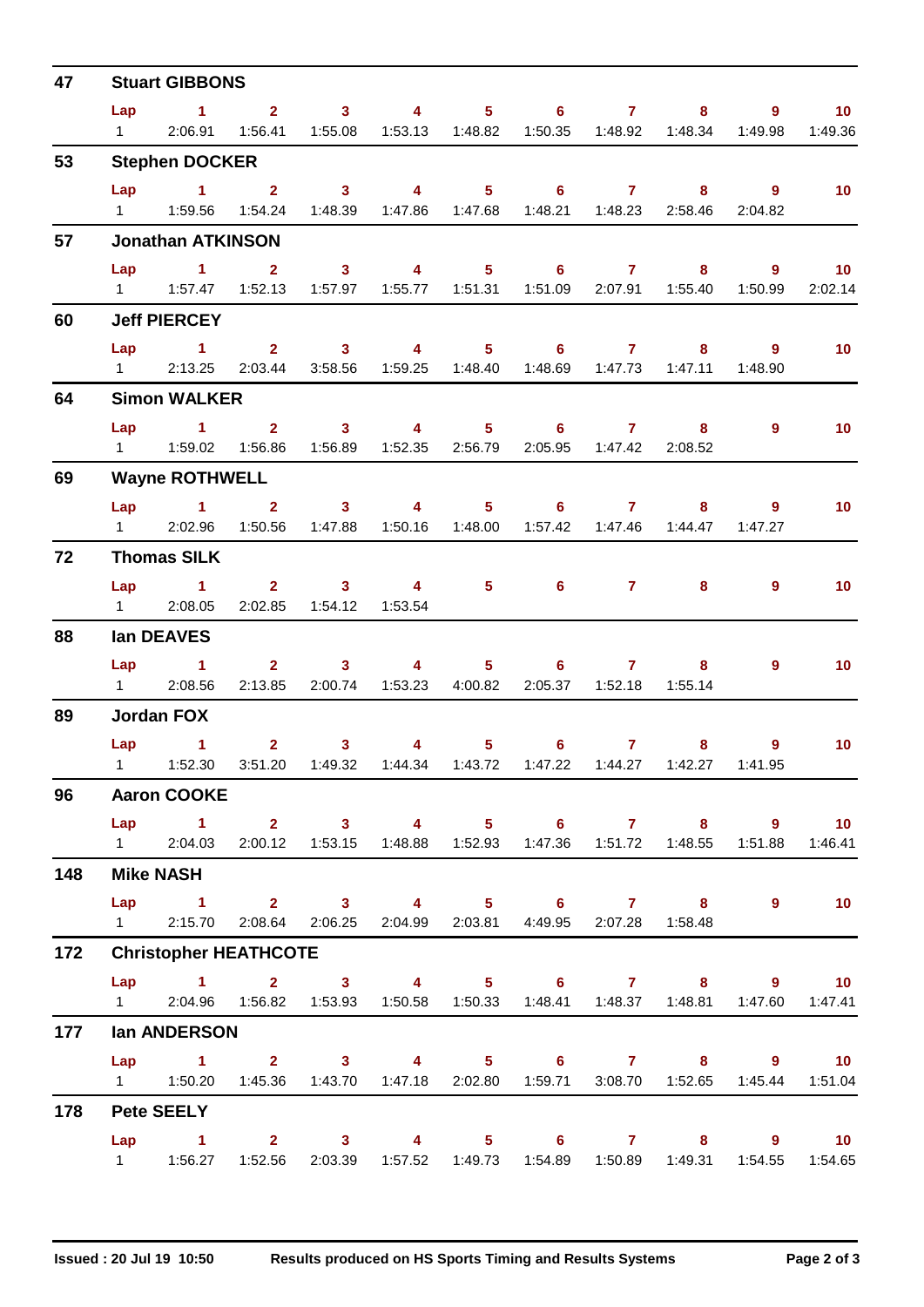## 47 Stuart GIBBONS

| Lap | 1 | 2 | 3 | 4 | 5 | 6 | 7 | 8 | 9 | 10 |
|---|---|---|---|---|---|---|---|---|---|---|
| 1 | 2:06.91 | 1:56.41 | 1:55.08 | 1:53.13 | 1:48.82 | 1:50.35 | 1:48.92 | 1:48.34 | 1:49.98 | 1:49.36 |

## 53 Stephen DOCKER

| Lap | 1 | 2 | 3 | 4 | 5 | 6 | 7 | 8 | 9 | 10 |
|---|---|---|---|---|---|---|---|---|---|---|
| 1 | 1:59.56 | 1:54.24 | 1:48.39 | 1:47.86 | 1:47.68 | 1:48.21 | 1:48.23 | 2:58.46 | 2:04.82 | |

## 57 Jonathan ATKINSON

| Lap | 1 | 2 | 3 | 4 | 5 | 6 | 7 | 8 | 9 | 10 |
|---|---|---|---|---|---|---|---|---|---|---|
| 1 | 1:57.47 | 1:52.13 | 1:57.97 | 1:55.77 | 1:51.31 | 1:51.09 | 2:07.91 | 1:55.40 | 1:50.99 | 2:02.14 |

## 60 Jeff PIERCEY

| Lap | 1 | 2 | 3 | 4 | 5 | 6 | 7 | 8 | 9 | 10 |
|---|---|---|---|---|---|---|---|---|---|---|
| 1 | 2:13.25 | 2:03.44 | 3:58.56 | 1:59.25 | 1:48.40 | 1:48.69 | 1:47.73 | 1:47.11 | 1:48.90 | |

## 64 Simon WALKER

| Lap | 1 | 2 | 3 | 4 | 5 | 6 | 7 | 8 | 9 | 10 |
|---|---|---|---|---|---|---|---|---|---|---|
| 1 | 1:59.02 | 1:56.86 | 1:56.89 | 1:52.35 | 2:56.79 | 2:05.95 | 1:47.42 | 2:08.52 | | |

## 69 Wayne ROTHWELL

| Lap | 1 | 2 | 3 | 4 | 5 | 6 | 7 | 8 | 9 | 10 |
|---|---|---|---|---|---|---|---|---|---|---|
| 1 | 2:02.96 | 1:50.56 | 1:47.88 | 1:50.16 | 1:48.00 | 1:57.42 | 1:47.46 | 1:44.47 | 1:47.27 | |

## 72 Thomas SILK

| Lap | 1 | 2 | 3 | 4 | 5 | 6 | 7 | 8 | 9 | 10 |
|---|---|---|---|---|---|---|---|---|---|---|
| 1 | 2:08.05 | 2:02.85 | 1:54.12 | 1:53.54 | | | | | | |

## 88 Ian DEAVES

| Lap | 1 | 2 | 3 | 4 | 5 | 6 | 7 | 8 | 9 | 10 |
|---|---|---|---|---|---|---|---|---|---|---|
| 1 | 2:08.56 | 2:13.85 | 2:00.74 | 1:53.23 | 4:00.82 | 2:05.37 | 1:52.18 | 1:55.14 | | |

## 89 Jordan FOX

| Lap | 1 | 2 | 3 | 4 | 5 | 6 | 7 | 8 | 9 | 10 |
|---|---|---|---|---|---|---|---|---|---|---|
| 1 | 1:52.30 | 3:51.20 | 1:49.32 | 1:44.34 | 1:43.72 | 1:47.22 | 1:44.27 | 1:42.27 | 1:41.95 | |

## 96 Aaron COOKE

| Lap | 1 | 2 | 3 | 4 | 5 | 6 | 7 | 8 | 9 | 10 |
|---|---|---|---|---|---|---|---|---|---|---|
| 1 | 2:04.03 | 2:00.12 | 1:53.15 | 1:48.88 | 1:52.93 | 1:47.36 | 1:51.72 | 1:48.55 | 1:51.88 | 1:46.41 |

## 148 Mike NASH

| Lap | 1 | 2 | 3 | 4 | 5 | 6 | 7 | 8 | 9 | 10 |
|---|---|---|---|---|---|---|---|---|---|---|
| 1 | 2:15.70 | 2:08.64 | 2:06.25 | 2:04.99 | 2:03.81 | 4:49.95 | 2:07.28 | 1:58.48 | | |

## 172 Christopher HEATHCOTE

| Lap | 1 | 2 | 3 | 4 | 5 | 6 | 7 | 8 | 9 | 10 |
|---|---|---|---|---|---|---|---|---|---|---|
| 1 | 2:04.96 | 1:56.82 | 1:53.93 | 1:50.58 | 1:50.33 | 1:48.41 | 1:48.37 | 1:48.81 | 1:47.60 | 1:47.41 |

## 177 Ian ANDERSON

| Lap | 1 | 2 | 3 | 4 | 5 | 6 | 7 | 8 | 9 | 10 |
|---|---|---|---|---|---|---|---|---|---|---|
| 1 | 1:50.20 | 1:45.36 | 1:43.70 | 1:47.18 | 2:02.80 | 1:59.71 | 3:08.70 | 1:52.65 | 1:45.44 | 1:51.04 |

## 178 Pete SEELY

| Lap | 1 | 2 | 3 | 4 | 5 | 6 | 7 | 8 | 9 | 10 |
|---|---|---|---|---|---|---|---|---|---|---|
| 1 | 1:56.27 | 1:52.56 | 2:03.39 | 1:57.52 | 1:49.73 | 1:54.89 | 1:50.89 | 1:49.31 | 1:54.55 | 1:54.65 |

Issued : 20 Jul 19 10:50 — Results produced on HS Sports Timing and Results Systems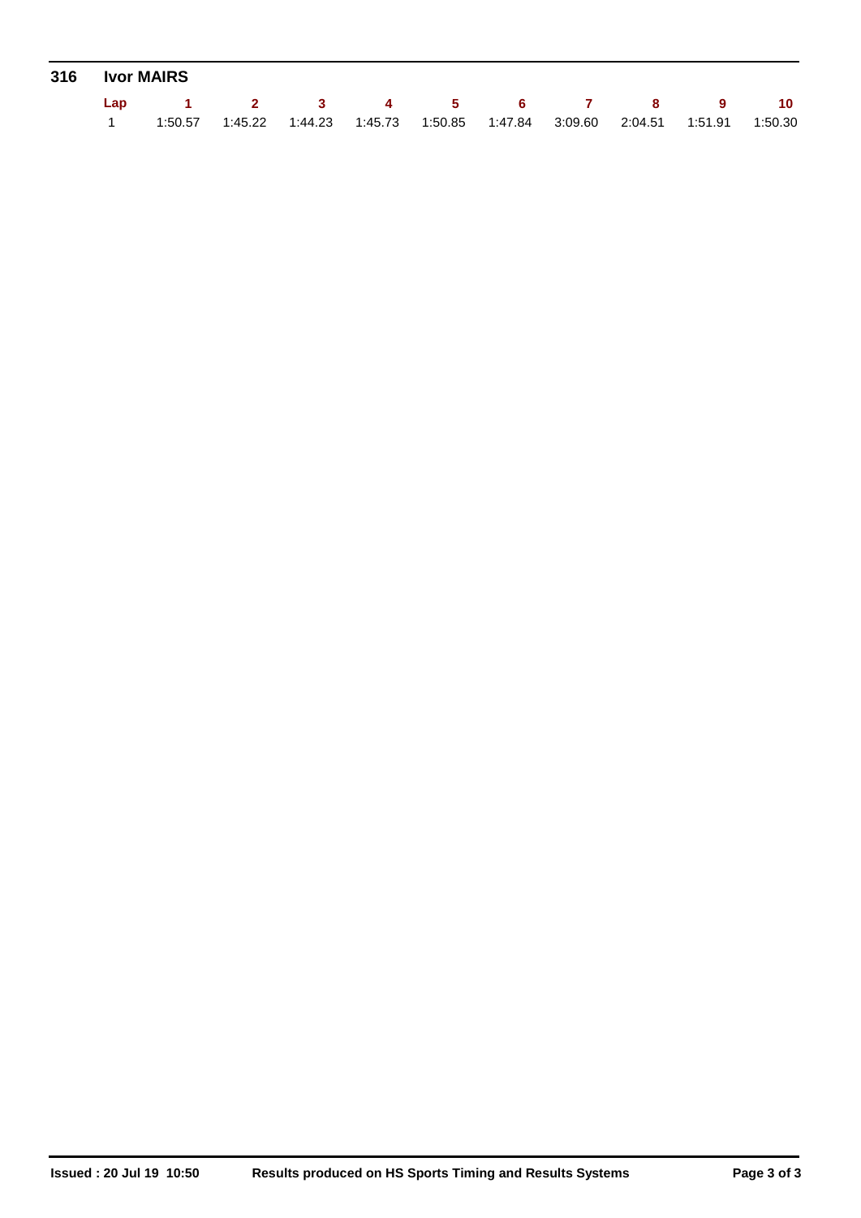**316 Ivor MAIRS**

| Lap | 1 | 2 | 3 | 4 | 5 | 6 | 7 | 8 | 9 | 10 |
|---|---|---|---|---|---|---|---|---|---|---|
| 1 | 1:50.57 | 1:45.22 | 1:44.23 | 1:45.73 | 1:50.85 | 1:47.84 | 3:09.60 | 2:04.51 | 1:51.91 | 1:50.30 |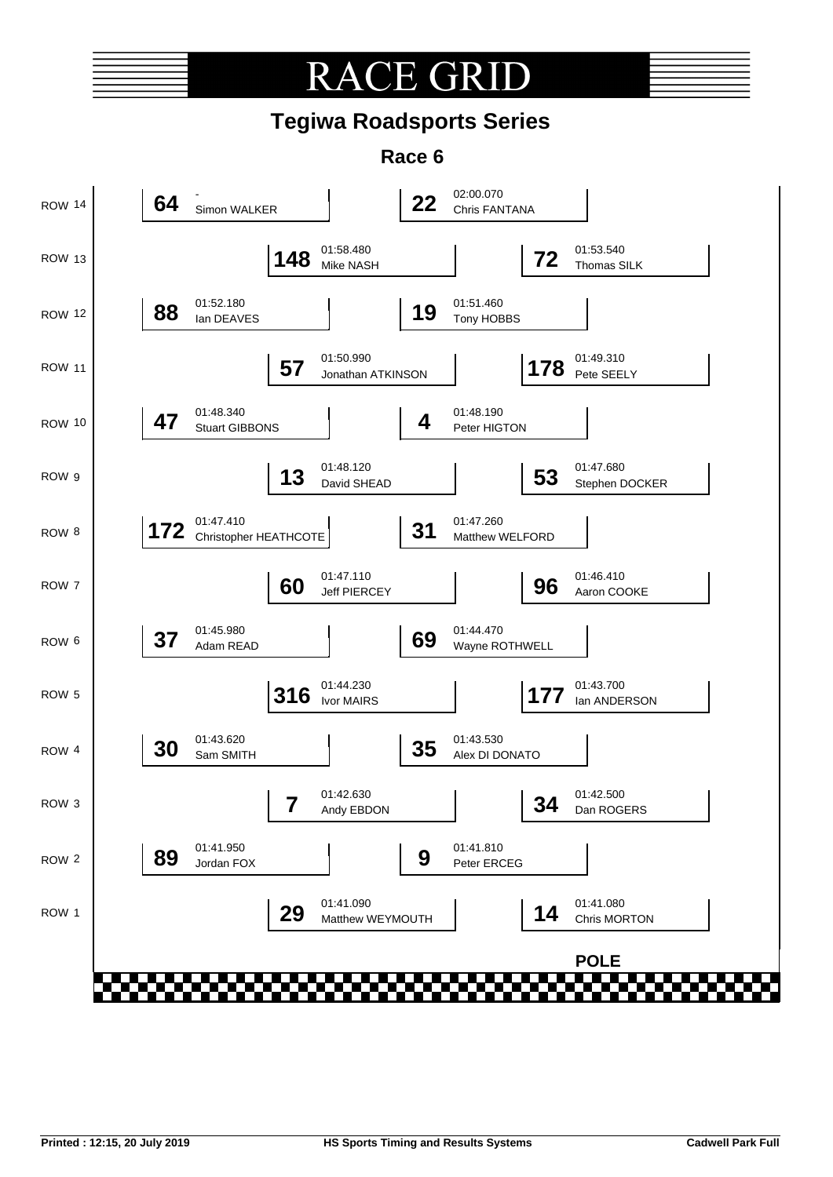# RACE GRID

## Tegiwa Roadsports Series

### Race 6

| Row | No. | Driver | Time | No. | Driver | Time |
|---|---|---|---|---|---|---|
| ROW 14 | 64 | Simon WALKER | - | 22 | Chris FANTANA | 02:00.070 |
| ROW 13 | 148 | Mike NASH | 01:58.480 | 72 | Thomas SILK | 01:53.540 |
| ROW 12 | 88 | Ian DEAVES | 01:52.180 | 19 | Tony HOBBS | 01:51.460 |
| ROW 11 | 57 | Jonathan ATKINSON | 01:50.990 | 178 | Pete SEELY | 01:49.310 |
| ROW 10 | 47 | Stuart GIBBONS | 01:48.340 | 4 | Peter HIGTON | 01:48.190 |
| ROW 9 | 13 | David SHEAD | 01:48.120 | 53 | Stephen DOCKER | 01:47.680 |
| ROW 8 | 172 | Christopher HEATHCOTE | 01:47.410 | 31 | Matthew WELFORD | 01:47.260 |
| ROW 7 | 60 | Jeff PIERCEY | 01:47.110 | 96 | Aaron COOKE | 01:46.410 |
| ROW 6 | 37 | Adam READ | 01:45.980 | 69 | Wayne ROTHWELL | 01:44.470 |
| ROW 5 | 316 | Ivor MAIRS | 01:44.230 | 177 | Ian ANDERSON | 01:43.700 |
| ROW 4 | 30 | Sam SMITH | 01:43.620 | 35 | Alex DI DONATO | 01:43.530 |
| ROW 3 | 7 | Andy EBDON | 01:42.630 | 34 | Dan ROGERS | 01:42.500 |
| ROW 2 | 89 | Jordan FOX | 01:41.950 | 9 | Peter ERCEG | 01:41.810 |
| ROW 1 | 29 | Matthew WEYMOUTH | 01:41.090 | 14 | Chris MORTON | 01:41.080 |

**POLE**

Printed : 12:15, 20 July 2019 HS Sports Timing and Results Systems Cadwell Park Full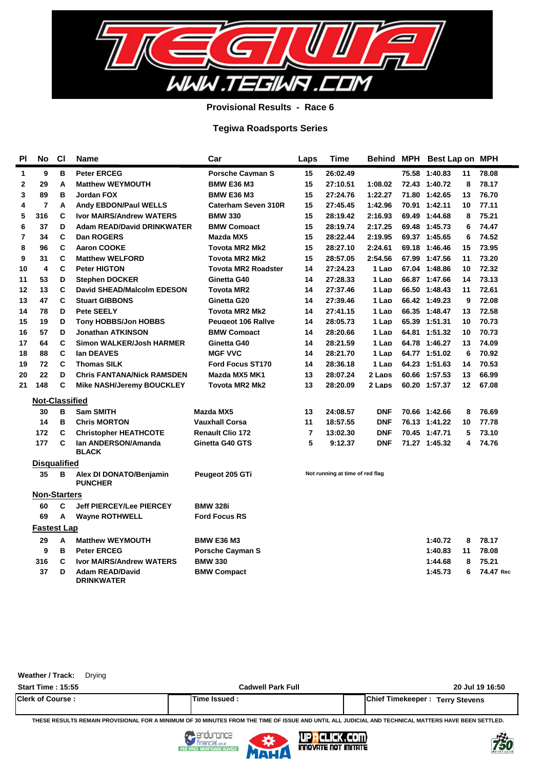**Provisional Results - Race 6**

**Tegiwa Roadsports Series**

| Pl | No | Cl | Name | Car | Laps | Time | Behind | MPH | Best Lap | on | MPH |
|---|---|---|---|---|---|---|---|---|---|---|---|
| 1 | 9 | B | Peter ERCEG | Porsche Cayman S | 15 | 26:02.49 | | 75.58 | 1:40.83 | 11 | 78.08 |
| 2 | 29 | A | Matthew WEYMOUTH | BMW E36 M3 | 15 | 27:10.51 | 1:08.02 | 72.43 | 1:40.72 | 8 | 78.17 |
| 3 | 89 | B | Jordan FOX | BMW E36 M3 | 15 | 27:24.76 | 1:22.27 | 71.80 | 1:42.65 | 13 | 76.70 |
| 4 | 7 | A | Andy EBDON/Paul WELLS | Caterham Seven 310R | 15 | 27:45.45 | 1:42.96 | 70.91 | 1:42.11 | 10 | 77.11 |
| 5 | 316 | C | Ivor MAIRS/Andrew WATERS | BMW 330 | 15 | 28:19.42 | 2:16.93 | 69.49 | 1:44.68 | 8 | 75.21 |
| 6 | 37 | D | Adam READ/David DRINKWATER | BMW Compact | 15 | 28:19.74 | 2:17.25 | 69.48 | 1:45.73 | 6 | 74.47 |
| 7 | 34 | C | Dan ROGERS | Mazda MX5 | 15 | 28:22.44 | 2:19.95 | 69.37 | 1:45.65 | 6 | 74.52 |
| 8 | 96 | C | Aaron COOKE | Toyota MR2 Mk2 | 15 | 28:27.10 | 2:24.61 | 69.18 | 1:46.46 | 15 | 73.95 |
| 9 | 31 | C | Matthew WELFORD | Toyota MR2 Mk2 | 15 | 28:57.05 | 2:54.56 | 67.99 | 1:47.56 | 11 | 73.20 |
| 10 | 4 | C | Peter HIGTON | Toyota MR2 Roadster | 14 | 27:24.23 | 1 Lap | 67.04 | 1:48.86 | 10 | 72.32 |
| 11 | 53 | D | Stephen DOCKER | Ginetta G40 | 14 | 27:28.33 | 1 Lap | 66.87 | 1:47.66 | 14 | 73.13 |
| 12 | 13 | C | David SHEAD/Malcolm EDESON | Toyota MR2 | 14 | 27:37.46 | 1 Lap | 66.50 | 1:48.43 | 13 | 72.61 |
| 13 | 47 | C | Stuart GIBBONS | Ginetta G20 | 14 | 27:39.46 | 1 Lap | 66.42 | 1:49.23 | 9 | 72.08 |
| 14 | 78 | D | Pete SEELY | Toyota MR2 Mk2 | 14 | 27:41.15 | 1 Lap | 66.35 | 1:48.47 | 13 | 72.58 |
| 15 | 19 | D | Tony HOBBS/Jon HOBBS | Peugeot 106 Rallye | 14 | 28:05.73 | 1 Lap | 65.39 | 1:51.31 | 10 | 70.73 |
| 16 | 57 | D | Jonathan ATKINSON | BMW Compact | 14 | 28:20.66 | 1 Lap | 64.81 | 1:51.32 | 10 | 70.73 |
| 17 | 64 | C | Simon WALKER/Josh HARMER | Ginetta G40 | 14 | 28:21.59 | 1 Lap | 64.78 | 1:46.27 | 13 | 74.09 |
| 18 | 88 | C | Ian DEAVES | MGF VVC | 14 | 28:21.70 | 1 Lap | 64.77 | 1:51.02 | 6 | 70.92 |
| 19 | 72 | C | Thomas SILK | Ford Focus ST170 | 14 | 28:36.18 | 1 Lap | 64.23 | 1:51.63 | 14 | 70.53 |
| 20 | 22 | D | Chris FANTANA/Nick RAMSDEN | Mazda MX5 MK1 | 13 | 28:07.24 | 2 Laps | 60.66 | 1:57.53 | 13 | 66.99 |
| 21 | 148 | C | Mike NASH/Jeremy BOUCKLEY | Toyota MR2 Mk2 | 13 | 28:20.09 | 2 Laps | 60.20 | 1:57.37 | 12 | 67.08 |

**Not-Classified**

| No | Cl | Name | Car | Laps | Time | Behind | MPH | Best Lap | on | MPH |
|---|---|---|---|---|---|---|---|---|---|---|
| 30 | B | Sam SMITH | Mazda MX5 | 13 | 24:08.57 | DNF | 70.66 | 1:42.66 | 8 | 76.69 |
| 14 | B | Chris MORTON | Vauxhall Corsa | 11 | 18:57.55 | DNF | 76.13 | 1:41.22 | 10 | 77.78 |
| 172 | C | Christopher HEATHCOTE | Renault Clio 172 | 7 | 13:02.30 | DNF | 70.45 | 1:47.71 | 5 | 73.10 |
| 177 | C | Ian ANDERSON/Amanda BLACK | Ginetta G40 GTS | 5 | 9:12.37 | DNF | 71.27 | 1:45.32 | 4 | 74.76 |

**Disqualified**

| No | Cl | Name | Car | Reason |
|---|---|---|---|---|
| 35 | B | Alex DI DONATO/Benjamin PUNCHER | Peugeot 205 GTi | Not running at time of red flag |

**Non-Starters**

| No | Cl | Name | Car |
|---|---|---|---|
| 60 | C | Jeff PIERCEY/Lee PIERCEY | BMW 328i |
| 69 | A | Wayne ROTHWELL | Ford Focus RS |

**Fastest Lap**

| No | Cl | Name | Car | Best Lap | on | MPH |
|---|---|---|---|---|---|---|
| 29 | A | Matthew WEYMOUTH | BMW E36 M3 | 1:40.72 | 8 | 78.17 |
| 9 | B | Peter ERCEG | Porsche Cayman S | 1:40.83 | 11 | 78.08 |
| 316 | C | Ivor MAIRS/Andrew WATERS | BMW 330 | 1:44.68 | 8 | 75.21 |
| 37 | D | Adam READ/David DRINKWATER | BMW Compact | 1:45.73 | 6 | 74.47 Rec |

**Weather / Track:** Drying

**Start Time : 15:55** — **Cadwell Park Full** — **20 Jul 19 16:50**

| Clerk of Course : | Time Issued : | Chief Timekeeper : Terry Stevens |
|---|---|---|

THESE RESULTS REMAIN PROVISIONAL FOR A MINIMUM OF 30 MINUTES FROM THE TIME OF ISSUE AND UNTIL ALL JUDICIAL AND TECHNICAL MATTERS HAVE BEEN SETTLED.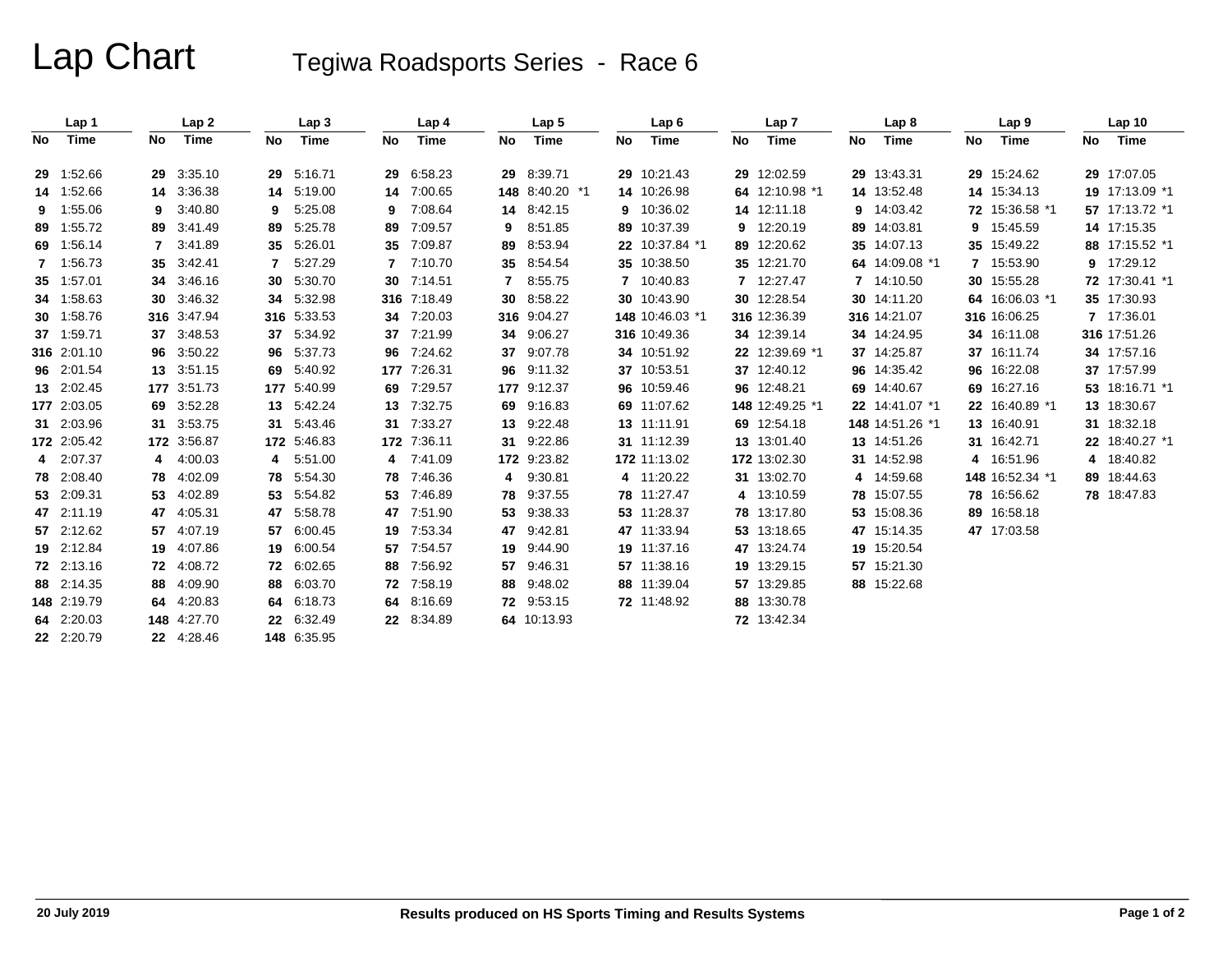# Lap Chart

## Tegiwa Roadsports Series - Race 6

| Lap 1 | | Lap 2 | | Lap 3 | | Lap 4 | | Lap 5 | | Lap 6 | | Lap 7 | | Lap 8 | | Lap 9 | | Lap 10 | |
|---|---|---|---|---|---|---|---|---|---|---|---|---|---|---|---|---|---|---|---|
| No | Time | No | Time | No | Time | No | Time | No | Time | No | Time | No | Time | No | Time | No | Time | No | Time |
| 29 | 1:52.66 | 29 | 3:35.10 | 29 | 5:16.71 | 29 | 6:58.23 | 29 | 8:39.71 | 29 | 10:21.43 | 29 | 12:02.59 | 29 | 13:43.31 | 29 | 15:24.62 | 29 | 17:07.05 |
| 14 | 1:52.66 | 14 | 3:36.38 | 14 | 5:19.00 | 14 | 7:00.65 | 148 | 8:40.20 *1 | 14 | 10:26.98 | 64 | 12:10.98 *1 | 14 | 13:52.48 | 14 | 15:34.13 | 19 | 17:13.09 *1 |
| 9 | 1:55.06 | 9 | 3:40.80 | 9 | 5:25.08 | 9 | 7:08.64 | 14 | 8:42.15 | 9 | 10:36.02 | 14 | 12:11.18 | 9 | 14:03.42 | 72 | 15:36.58 *1 | 57 | 17:13.72 *1 |
| 89 | 1:55.72 | 89 | 3:41.49 | 89 | 5:25.78 | 89 | 7:09.57 | 9 | 8:51.85 | 89 | 10:37.39 | 9 | 12:20.19 | 89 | 14:03.81 | 9 | 15:45.59 | 14 | 17:15.35 |
| 69 | 1:56.14 | 7 | 3:41.89 | 35 | 5:26.01 | 35 | 7:09.87 | 89 | 8:53.94 | 22 | 10:37.84 *1 | 89 | 12:20.62 | 35 | 14:07.13 | 35 | 15:49.22 | 88 | 17:15.52 *1 |
| 7 | 1:56.73 | 35 | 3:42.41 | 7 | 5:27.29 | 7 | 7:10.70 | 35 | 8:54.54 | 35 | 10:38.50 | 35 | 12:21.70 | 64 | 14:09.08 *1 | 7 | 15:53.90 | 9 | 17:29.12 |
| 35 | 1:57.01 | 34 | 3:46.16 | 30 | 5:30.70 | 30 | 7:14.51 | 7 | 8:55.75 | 7 | 10:40.83 | 7 | 12:27.47 | 7 | 14:10.50 | 30 | 15:55.28 | 72 | 17:30.41 *1 |
| 34 | 1:58.63 | 30 | 3:46.32 | 34 | 5:32.98 | 316 | 7:18.49 | 30 | 8:58.22 | 30 | 10:43.90 | 30 | 12:28.54 | 30 | 14:11.20 | 64 | 16:06.03 *1 | 35 | 17:30.93 |
| 30 | 1:58.76 | 316 | 3:47.94 | 316 | 5:33.53 | 34 | 7:20.03 | 316 | 9:04.27 | 148 | 10:46.03 *1 | 316 | 12:36.39 | 316 | 14:21.07 | 316 | 16:06.25 | 7 | 17:36.01 |
| 37 | 1:59.71 | 37 | 3:48.53 | 37 | 5:34.92 | 37 | 7:21.99 | 34 | 9:06.27 | 316 | 10:49.36 | 34 | 12:39.14 | 34 | 14:24.95 | 34 | 16:11.08 | 316 | 17:51.26 |
| 316 | 2:01.10 | 96 | 3:50.22 | 96 | 5:37.73 | 96 | 7:24.62 | 37 | 9:07.78 | 34 | 10:51.92 | 22 | 12:39.69 *1 | 37 | 14:25.87 | 37 | 16:11.74 | 34 | 17:57.16 |
| 96 | 2:01.54 | 13 | 3:51.15 | 69 | 5:40.92 | 177 | 7:26.31 | 96 | 9:11.32 | 37 | 10:53.51 | 37 | 12:40.12 | 96 | 14:35.42 | 96 | 16:22.08 | 37 | 17:57.99 |
| 13 | 2:02.45 | 177 | 3:51.73 | 177 | 5:40.99 | 69 | 7:29.57 | 177 | 9:12.37 | 96 | 10:59.46 | 96 | 12:48.21 | 69 | 14:40.67 | 69 | 16:27.16 | 53 | 18:16.71 *1 |
| 177 | 2:03.05 | 69 | 3:52.28 | 13 | 5:42.24 | 13 | 7:32.75 | 69 | 9:16.83 | 69 | 11:07.62 | 148 | 12:49.25 *1 | 22 | 14:41.07 *1 | 22 | 16:40.89 *1 | 13 | 18:30.67 |
| 31 | 2:03.96 | 31 | 3:53.75 | 31 | 5:43.46 | 31 | 7:33.27 | 13 | 9:22.48 | 13 | 11:11.91 | 69 | 12:54.18 | 148 | 14:51.26 *1 | 13 | 16:40.91 | 31 | 18:32.18 |
| 172 | 2:05.42 | 172 | 3:56.87 | 172 | 5:46.83 | 172 | 7:36.11 | 31 | 9:22.86 | 31 | 11:12.39 | 13 | 13:01.40 | 13 | 14:51.26 | 31 | 16:42.71 | 22 | 18:40.27 *1 |
| 4 | 2:07.37 | 4 | 4:00.03 | 4 | 5:51.00 | 4 | 7:41.09 | 172 | 9:23.82 | 172 | 11:13.02 | 172 | 13:02.30 | 31 | 14:52.98 | 4 | 16:51.96 | 4 | 18:40.82 |
| 78 | 2:08.40 | 78 | 4:02.09 | 78 | 5:54.30 | 78 | 7:46.36 | 4 | 9:30.81 | 4 | 11:20.22 | 31 | 13:02.70 | 4 | 14:59.68 | 148 | 16:52.34 *1 | 89 | 18:44.63 |
| 53 | 2:09.31 | 53 | 4:02.89 | 53 | 5:54.82 | 53 | 7:46.89 | 78 | 9:37.55 | 78 | 11:27.47 | 4 | 13:10.59 | 78 | 15:07.55 | 78 | 16:56.62 | 78 | 18:47.83 |
| 47 | 2:11.19 | 47 | 4:05.31 | 47 | 5:58.78 | 47 | 7:51.90 | 53 | 9:38.33 | 53 | 11:28.37 | 78 | 13:17.80 | 53 | 15:08.36 | 89 | 16:58.18 | | |
| 57 | 2:12.62 | 57 | 4:07.19 | 57 | 6:00.45 | 19 | 7:53.34 | 47 | 9:42.81 | 47 | 11:33.94 | 53 | 13:18.65 | 47 | 15:14.35 | 47 | 17:03.58 | | |
| 19 | 2:12.84 | 19 | 4:07.86 | 19 | 6:00.54 | 57 | 7:54.57 | 19 | 9:44.90 | 19 | 11:37.16 | 47 | 13:24.74 | 19 | 15:20.54 | | | | |
| 72 | 2:13.16 | 72 | 4:08.72 | 72 | 6:02.65 | 88 | 7:56.92 | 57 | 9:46.31 | 57 | 11:38.16 | 19 | 13:29.15 | 57 | 15:21.30 | | | | |
| 88 | 2:14.35 | 88 | 4:09.90 | 88 | 6:03.70 | 72 | 7:58.19 | 88 | 9:48.02 | 88 | 11:39.04 | 57 | 13:29.85 | 88 | 15:22.68 | | | | |
| 148 | 2:19.79 | 64 | 4:20.83 | 64 | 6:18.73 | 64 | 8:16.69 | 72 | 9:53.15 | 72 | 11:48.92 | 88 | 13:30.78 | | | | | | |
| 64 | 2:20.03 | 148 | 4:27.70 | 22 | 6:32.49 | 22 | 8:34.89 | 64 | 10:13.93 | | | 72 | 13:42.34 | | | | | | |
| 22 | 2:20.79 | 22 | 4:28.46 | 148 | 6:35.95 | | | | | | | | | | | | | | |

20 July 2019

Results produced on HS Sports Timing and Results Systems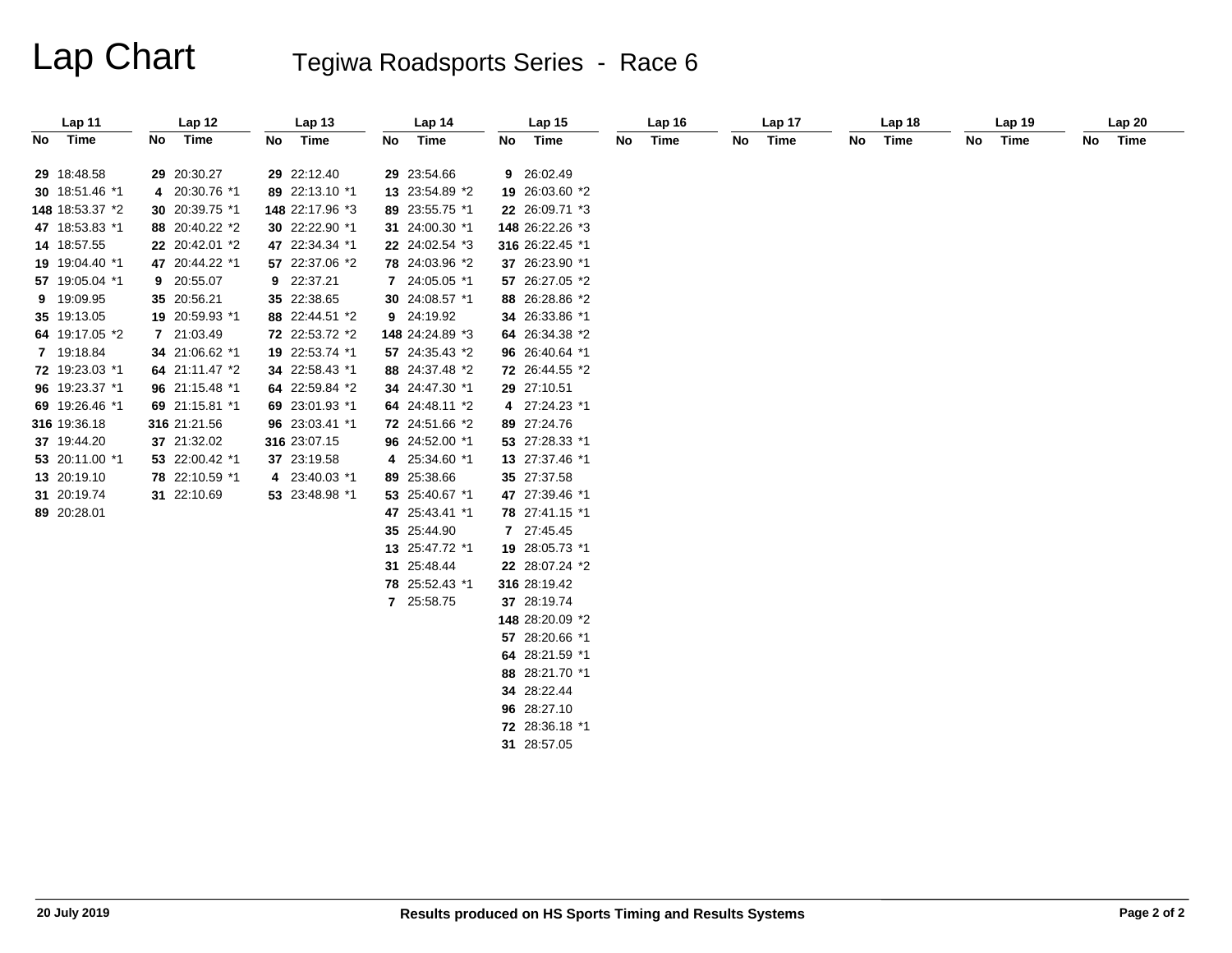# Lap Chart

## Tegiwa Roadsports Series - Race 6

| Lap 11 | | Lap 12 | | Lap 13 | | Lap 14 | | Lap 15 | | Lap 16 | | Lap 17 | | Lap 18 | | Lap 19 | | Lap 20 | |
|---|---|---|---|---|---|---|---|---|---|---|---|---|---|---|---|---|---|---|---|
| No | Time | No | Time | No | Time | No | Time | No | Time | No | Time | No | Time | No | Time | No | Time | No | Time |
| 29 | 18:48.58 | 29 | 20:30.27 | 29 | 22:12.40 | 29 | 23:54.66 | 9 | 26:02.49 | | | | | | | | | | |
| 30 | 18:51.46 *1 | 4 | 20:30.76 *1 | 89 | 22:13.10 *1 | 13 | 23:54.89 *2 | 19 | 26:03.60 *2 | | | | | | | | | | |
| 148 | 18:53.37 *2 | 30 | 20:39.75 *1 | 148 | 22:17.96 *3 | 89 | 23:55.75 *1 | 22 | 26:09.71 *3 | | | | | | | | | | |
| 47 | 18:53.83 *1 | 88 | 20:40.22 *2 | 30 | 22:22.90 *1 | 31 | 24:00.30 *1 | 148 | 26:22.26 *3 | | | | | | | | | | |
| 14 | 18:57.55 | 22 | 20:42.01 *2 | 47 | 22:34.34 *1 | 22 | 24:02.54 *3 | 316 | 26:22.45 *1 | | | | | | | | | | |
| 19 | 19:04.40 *1 | 47 | 20:44.22 *1 | 57 | 22:37.06 *2 | 78 | 24:03.96 *2 | 37 | 26:23.90 *1 | | | | | | | | | | |
| 57 | 19:05.04 *1 | 9 | 20:55.07 | 9 | 22:37.21 | 7 | 24:05.05 *1 | 57 | 26:27.05 *2 | | | | | | | | | | |
| 9 | 19:09.95 | 35 | 20:56.21 | 35 | 22:38.65 | 30 | 24:08.57 *1 | 88 | 26:28.86 *2 | | | | | | | | | | |
| 35 | 19:13.05 | 19 | 20:59.93 *1 | 88 | 22:44.51 *2 | 9 | 24:19.92 | 34 | 26:33.86 *1 | | | | | | | | | | |
| 64 | 19:17.05 *2 | 7 | 21:03.49 | 72 | 22:53.72 *2 | 148 | 24:24.89 *3 | 64 | 26:34.38 *2 | | | | | | | | | | |
| 7 | 19:18.84 | 34 | 21:06.62 *1 | 19 | 22:53.74 *1 | 57 | 24:35.43 *2 | 96 | 26:40.64 *1 | | | | | | | | | | |
| 72 | 19:23.03 *1 | 64 | 21:11.47 *2 | 34 | 22:58.43 *1 | 88 | 24:37.48 *2 | 72 | 26:44.55 *2 | | | | | | | | | | |
| 96 | 19:23.37 *1 | 96 | 21:15.48 *1 | 64 | 22:59.84 *2 | 34 | 24:47.30 *1 | 29 | 27:10.51 | | | | | | | | | | |
| 69 | 19:26.46 *1 | 69 | 21:15.81 *1 | 69 | 23:01.93 *1 | 64 | 24:48.11 *2 | 4 | 27:24.23 *1 | | | | | | | | | | |
| 316 | 19:36.18 | 316 | 21:21.56 | 96 | 23:03.41 *1 | 72 | 24:51.66 *2 | 89 | 27:24.76 | | | | | | | | | | |
| 37 | 19:44.20 | 37 | 21:32.02 | 316 | 23:07.15 | 96 | 24:52.00 *1 | 53 | 27:28.33 *1 | | | | | | | | | | |
| 53 | 20:11.00 *1 | 53 | 22:00.42 *1 | 37 | 23:19.58 | 4 | 25:34.60 *1 | 13 | 27:37.46 *1 | | | | | | | | | | |
| 13 | 20:19.10 | 78 | 22:10.59 *1 | 4 | 23:40.03 *1 | 89 | 25:38.66 | 35 | 27:37.58 | | | | | | | | | | |
| 31 | 20:19.74 | 31 | 22:10.69 | 53 | 23:48.98 *1 | 53 | 25:40.67 *1 | 47 | 27:39.46 *1 | | | | | | | | | | |
| 89 | 20:28.01 | | | | | 47 | 25:43.41 *1 | 78 | 27:41.15 *1 | | | | | | | | | | |
| | | | | | | 35 | 25:44.90 | 7 | 27:45.45 | | | | | | | | | | |
| | | | | | | 13 | 25:47.72 *1 | 19 | 28:05.73 *1 | | | | | | | | | | |
| | | | | | | 31 | 25:48.44 | 22 | 28:07.24 *2 | | | | | | | | | | |
| | | | | | | 78 | 25:52.43 *1 | 316 | 28:19.42 | | | | | | | | | | |
| | | | | | | 7 | 25:58.75 | 37 | 28:19.74 | | | | | | | | | | |
| | | | | | | | | 148 | 28:20.09 *2 | | | | | | | | | | |
| | | | | | | | | 57 | 28:20.66 *1 | | | | | | | | | | |
| | | | | | | | | 64 | 28:21.59 *1 | | | | | | | | | | |
| | | | | | | | | 88 | 28:21.70 *1 | | | | | | | | | | |
| | | | | | | | | 34 | 28:22.44 | | | | | | | | | | |
| | | | | | | | | 96 | 28:27.10 | | | | | | | | | | |
| | | | | | | | | 72 | 28:36.18 *1 | | | | | | | | | | |
| | | | | | | | | 31 | 28:57.05 | | | | | | | | | | |

20 July 2019 | Results produced on HS Sports Timing and Results Systems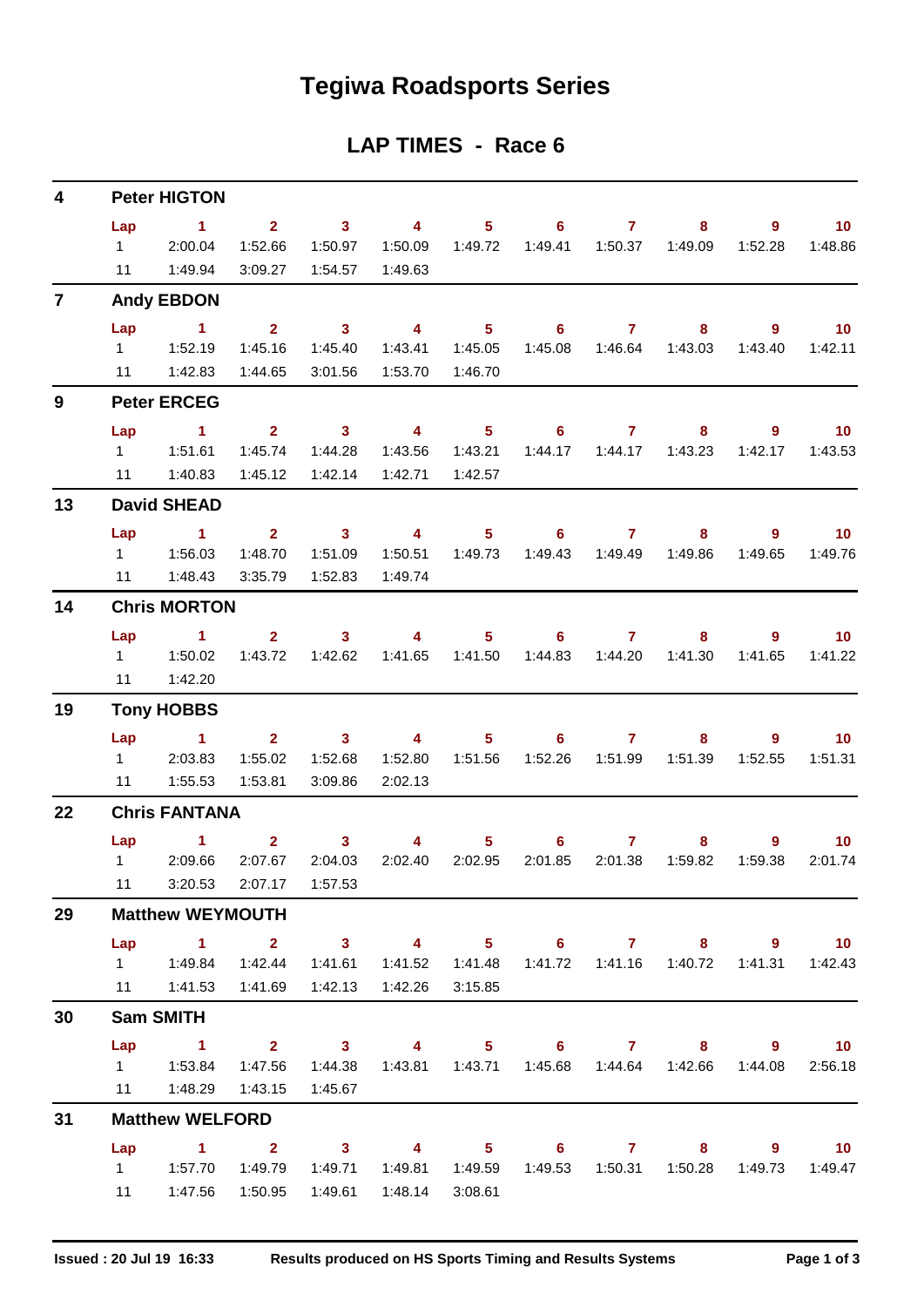# Tegiwa Roadsports Series

## LAP TIMES - Race 6

### 4 Peter HIGTON

| Lap | 1 | 2 | 3 | 4 | 5 | 6 | 7 | 8 | 9 | 10 |
|---|---|---|---|---|---|---|---|---|---|---|
| 1 | 2:00.04 | 1:52.66 | 1:50.97 | 1:50.09 | 1:49.72 | 1:49.41 | 1:50.37 | 1:49.09 | 1:52.28 | 1:48.86 |
| 11 | 1:49.94 | 3:09.27 | 1:54.57 | 1:49.63 | | | | | | |

### 7 Andy EBDON

| Lap | 1 | 2 | 3 | 4 | 5 | 6 | 7 | 8 | 9 | 10 |
|---|---|---|---|---|---|---|---|---|---|---|
| 1 | 1:52.19 | 1:45.16 | 1:45.40 | 1:43.41 | 1:45.05 | 1:45.08 | 1:46.64 | 1:43.03 | 1:43.40 | 1:42.11 |
| 11 | 1:42.83 | 1:44.65 | 3:01.56 | 1:53.70 | 1:46.70 | | | | | |

### 9 Peter ERCEG

| Lap | 1 | 2 | 3 | 4 | 5 | 6 | 7 | 8 | 9 | 10 |
|---|---|---|---|---|---|---|---|---|---|---|
| 1 | 1:51.61 | 1:45.74 | 1:44.28 | 1:43.56 | 1:43.21 | 1:44.17 | 1:44.17 | 1:43.23 | 1:42.17 | 1:43.53 |
| 11 | 1:40.83 | 1:45.12 | 1:42.14 | 1:42.71 | 1:42.57 | | | | | |

### 13 David SHEAD

| Lap | 1 | 2 | 3 | 4 | 5 | 6 | 7 | 8 | 9 | 10 |
|---|---|---|---|---|---|---|---|---|---|---|
| 1 | 1:56.03 | 1:48.70 | 1:51.09 | 1:50.51 | 1:49.73 | 1:49.43 | 1:49.49 | 1:49.86 | 1:49.65 | 1:49.76 |
| 11 | 1:48.43 | 3:35.79 | 1:52.83 | 1:49.74 | | | | | | |

### 14 Chris MORTON

| Lap | 1 | 2 | 3 | 4 | 5 | 6 | 7 | 8 | 9 | 10 |
|---|---|---|---|---|---|---|---|---|---|---|
| 1 | 1:50.02 | 1:43.72 | 1:42.62 | 1:41.65 | 1:41.50 | 1:44.83 | 1:44.20 | 1:41.30 | 1:41.65 | 1:41.22 |
| 11 | 1:42.20 | | | | | | | | | |

### 19 Tony HOBBS

| Lap | 1 | 2 | 3 | 4 | 5 | 6 | 7 | 8 | 9 | 10 |
|---|---|---|---|---|---|---|---|---|---|---|
| 1 | 2:03.83 | 1:55.02 | 1:52.68 | 1:52.80 | 1:51.56 | 1:52.26 | 1:51.99 | 1:51.39 | 1:52.55 | 1:51.31 |
| 11 | 1:55.53 | 1:53.81 | 3:09.86 | 2:02.13 | | | | | | |

### 22 Chris FANTANA

| Lap | 1 | 2 | 3 | 4 | 5 | 6 | 7 | 8 | 9 | 10 |
|---|---|---|---|---|---|---|---|---|---|---|
| 1 | 2:09.66 | 2:07.67 | 2:04.03 | 2:02.40 | 2:02.95 | 2:01.85 | 2:01.38 | 1:59.82 | 1:59.38 | 2:01.74 |
| 11 | 3:20.53 | 2:07.17 | 1:57.53 | | | | | | | |

### 29 Matthew WEYMOUTH

| Lap | 1 | 2 | 3 | 4 | 5 | 6 | 7 | 8 | 9 | 10 |
|---|---|---|---|---|---|---|---|---|---|---|
| 1 | 1:49.84 | 1:42.44 | 1:41.61 | 1:41.52 | 1:41.48 | 1:41.72 | 1:41.16 | 1:40.72 | 1:41.31 | 1:42.43 |
| 11 | 1:41.53 | 1:41.69 | 1:42.13 | 1:42.26 | 3:15.85 | | | | | |

### 30 Sam SMITH

| Lap | 1 | 2 | 3 | 4 | 5 | 6 | 7 | 8 | 9 | 10 |
|---|---|---|---|---|---|---|---|---|---|---|
| 1 | 1:53.84 | 1:47.56 | 1:44.38 | 1:43.81 | 1:43.71 | 1:45.68 | 1:44.64 | 1:42.66 | 1:44.08 | 2:56.18 |
| 11 | 1:48.29 | 1:43.15 | 1:45.67 | | | | | | | |

### 31 Matthew WELFORD

| Lap | 1 | 2 | 3 | 4 | 5 | 6 | 7 | 8 | 9 | 10 |
|---|---|---|---|---|---|---|---|---|---|---|
| 1 | 1:57.70 | 1:49.79 | 1:49.71 | 1:49.81 | 1:49.59 | 1:49.53 | 1:50.31 | 1:50.28 | 1:49.73 | 1:49.47 |
| 11 | 1:47.56 | 1:50.95 | 1:49.61 | 1:48.14 | 3:08.61 | | | | | |

Issued : 20 Jul 19 16:33 Results produced on HS Sports Timing and Results Systems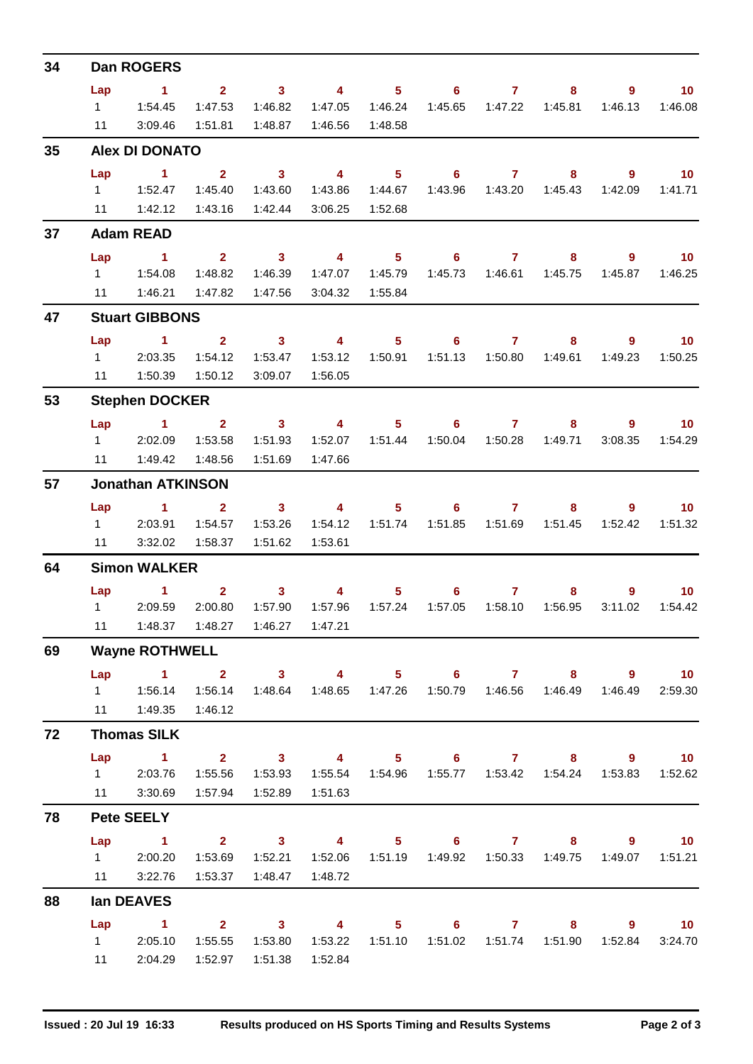## 34 Dan ROGERS

| Lap | 1 | 2 | 3 | 4 | 5 | 6 | 7 | 8 | 9 | 10 |
|---|---|---|---|---|---|---|---|---|---|---|
| 1 | 1:54.45 | 1:47.53 | 1:46.82 | 1:47.05 | 1:46.24 | 1:45.65 | 1:47.22 | 1:45.81 | 1:46.13 | 1:46.08 |
| 11 | 3:09.46 | 1:51.81 | 1:48.87 | 1:46.56 | 1:48.58 | | | | | |

## 35 Alex DI DONATO

| Lap | 1 | 2 | 3 | 4 | 5 | 6 | 7 | 8 | 9 | 10 |
|---|---|---|---|---|---|---|---|---|---|---|
| 1 | 1:52.47 | 1:45.40 | 1:43.60 | 1:43.86 | 1:44.67 | 1:43.96 | 1:43.20 | 1:45.43 | 1:42.09 | 1:41.71 |
| 11 | 1:42.12 | 1:43.16 | 1:42.44 | 3:06.25 | 1:52.68 | | | | | |

## 37 Adam READ

| Lap | 1 | 2 | 3 | 4 | 5 | 6 | 7 | 8 | 9 | 10 |
|---|---|---|---|---|---|---|---|---|---|---|
| 1 | 1:54.08 | 1:48.82 | 1:46.39 | 1:47.07 | 1:45.79 | 1:45.73 | 1:46.61 | 1:45.75 | 1:45.87 | 1:46.25 |
| 11 | 1:46.21 | 1:47.82 | 1:47.56 | 3:04.32 | 1:55.84 | | | | | |

## 47 Stuart GIBBONS

| Lap | 1 | 2 | 3 | 4 | 5 | 6 | 7 | 8 | 9 | 10 |
|---|---|---|---|---|---|---|---|---|---|---|
| 1 | 2:03.35 | 1:54.12 | 1:53.47 | 1:53.12 | 1:50.91 | 1:51.13 | 1:50.80 | 1:49.61 | 1:49.23 | 1:50.25 |
| 11 | 1:50.39 | 1:50.12 | 3:09.07 | 1:56.05 | | | | | | |

## 53 Stephen DOCKER

| Lap | 1 | 2 | 3 | 4 | 5 | 6 | 7 | 8 | 9 | 10 |
|---|---|---|---|---|---|---|---|---|---|---|
| 1 | 2:02.09 | 1:53.58 | 1:51.93 | 1:52.07 | 1:51.44 | 1:50.04 | 1:50.28 | 1:49.71 | 3:08.35 | 1:54.29 |
| 11 | 1:49.42 | 1:48.56 | 1:51.69 | 1:47.66 | | | | | | |

## 57 Jonathan ATKINSON

| Lap | 1 | 2 | 3 | 4 | 5 | 6 | 7 | 8 | 9 | 10 |
|---|---|---|---|---|---|---|---|---|---|---|
| 1 | 2:03.91 | 1:54.57 | 1:53.26 | 1:54.12 | 1:51.74 | 1:51.85 | 1:51.69 | 1:51.45 | 1:52.42 | 1:51.32 |
| 11 | 3:32.02 | 1:58.37 | 1:51.62 | 1:53.61 | | | | | | |

## 64 Simon WALKER

| Lap | 1 | 2 | 3 | 4 | 5 | 6 | 7 | 8 | 9 | 10 |
|---|---|---|---|---|---|---|---|---|---|---|
| 1 | 2:09.59 | 2:00.80 | 1:57.90 | 1:57.96 | 1:57.24 | 1:57.05 | 1:58.10 | 1:56.95 | 3:11.02 | 1:54.42 |
| 11 | 1:48.37 | 1:48.27 | 1:46.27 | 1:47.21 | | | | | | |

## 69 Wayne ROTHWELL

| Lap | 1 | 2 | 3 | 4 | 5 | 6 | 7 | 8 | 9 | 10 |
|---|---|---|---|---|---|---|---|---|---|---|
| 1 | 1:56.14 | 1:56.14 | 1:48.64 | 1:48.65 | 1:47.26 | 1:50.79 | 1:46.56 | 1:46.49 | 1:46.49 | 2:59.30 |
| 11 | 1:49.35 | 1:46.12 | | | | | | | | |

## 72 Thomas SILK

| Lap | 1 | 2 | 3 | 4 | 5 | 6 | 7 | 8 | 9 | 10 |
|---|---|---|---|---|---|---|---|---|---|---|
| 1 | 2:03.76 | 1:55.56 | 1:53.93 | 1:55.54 | 1:54.96 | 1:55.77 | 1:53.42 | 1:54.24 | 1:53.83 | 1:52.62 |
| 11 | 3:30.69 | 1:57.94 | 1:52.89 | 1:51.63 | | | | | | |

## 78 Pete SEELY

| Lap | 1 | 2 | 3 | 4 | 5 | 6 | 7 | 8 | 9 | 10 |
|---|---|---|---|---|---|---|---|---|---|---|
| 1 | 2:00.20 | 1:53.69 | 1:52.21 | 1:52.06 | 1:51.19 | 1:49.92 | 1:50.33 | 1:49.75 | 1:49.07 | 1:51.21 |
| 11 | 3:22.76 | 1:53.37 | 1:48.47 | 1:48.72 | | | | | | |

## 88 Ian DEAVES

| Lap | 1 | 2 | 3 | 4 | 5 | 6 | 7 | 8 | 9 | 10 |
|---|---|---|---|---|---|---|---|---|---|---|
| 1 | 2:05.10 | 1:55.55 | 1:53.80 | 1:53.22 | 1:51.10 | 1:51.02 | 1:51.74 | 1:51.90 | 1:52.84 | 3:24.70 |
| 11 | 2:04.29 | 1:52.97 | 1:51.38 | 1:52.84 | | | | | | |

**Issued : 20 Jul 19 16:33** **Results produced on HS Sports Timing and Results Systems**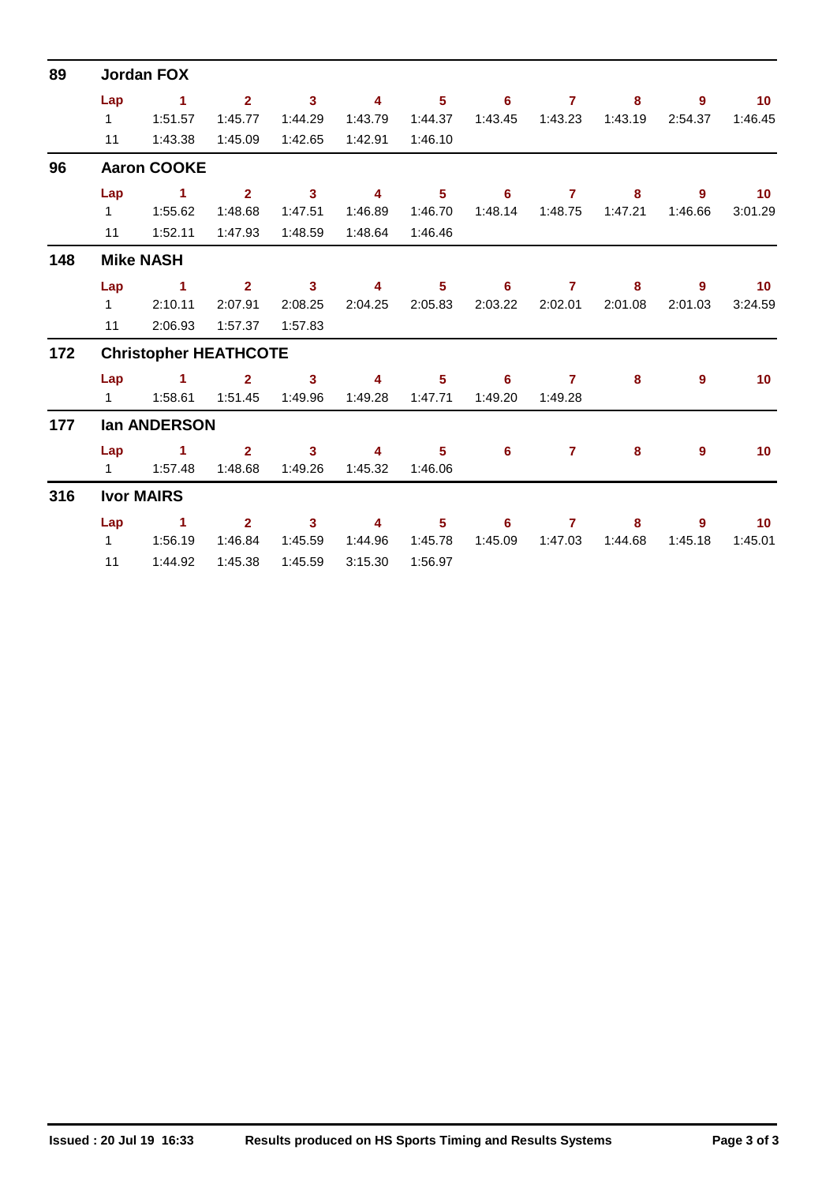## 89 Jordan FOX

| Lap | 1 | 2 | 3 | 4 | 5 | 6 | 7 | 8 | 9 | 10 |
|---|---|---|---|---|---|---|---|---|---|---|
| 1 | 1:51.57 | 1:45.77 | 1:44.29 | 1:43.79 | 1:44.37 | 1:43.45 | 1:43.23 | 1:43.19 | 2:54.37 | 1:46.45 |
| 11 | 1:43.38 | 1:45.09 | 1:42.65 | 1:42.91 | 1:46.10 | | | | | |

## 96 Aaron COOKE

| Lap | 1 | 2 | 3 | 4 | 5 | 6 | 7 | 8 | 9 | 10 |
|---|---|---|---|---|---|---|---|---|---|---|
| 1 | 1:55.62 | 1:48.68 | 1:47.51 | 1:46.89 | 1:46.70 | 1:48.14 | 1:48.75 | 1:47.21 | 1:46.66 | 3:01.29 |
| 11 | 1:52.11 | 1:47.93 | 1:48.59 | 1:48.64 | 1:46.46 | | | | | |

## 148 Mike NASH

| Lap | 1 | 2 | 3 | 4 | 5 | 6 | 7 | 8 | 9 | 10 |
|---|---|---|---|---|---|---|---|---|---|---|
| 1 | 2:10.11 | 2:07.91 | 2:08.25 | 2:04.25 | 2:05.83 | 2:03.22 | 2:02.01 | 2:01.08 | 2:01.03 | 3:24.59 |
| 11 | 2:06.93 | 1:57.37 | 1:57.83 | | | | | | | |

## 172 Christopher HEATHCOTE

| Lap | 1 | 2 | 3 | 4 | 5 | 6 | 7 | 8 | 9 | 10 |
|---|---|---|---|---|---|---|---|---|---|---|
| 1 | 1:58.61 | 1:51.45 | 1:49.96 | 1:49.28 | 1:47.71 | 1:49.20 | 1:49.28 | | | |

## 177 Ian ANDERSON

| Lap | 1 | 2 | 3 | 4 | 5 | 6 | 7 | 8 | 9 | 10 |
|---|---|---|---|---|---|---|---|---|---|---|
| 1 | 1:57.48 | 1:48.68 | 1:49.26 | 1:45.32 | 1:46.06 | | | | | |

## 316 Ivor MAIRS

| Lap | 1 | 2 | 3 | 4 | 5 | 6 | 7 | 8 | 9 | 10 |
|---|---|---|---|---|---|---|---|---|---|---|
| 1 | 1:56.19 | 1:46.84 | 1:45.59 | 1:44.96 | 1:45.78 | 1:45.09 | 1:47.03 | 1:44.68 | 1:45.18 | 1:45.01 |
| 11 | 1:44.92 | 1:45.38 | 1:45.59 | 3:15.30 | 1:56.97 | | | | | |

**Issued : 20 Jul 19 16:33** **Results produced on HS Sports Timing and Results Systems**